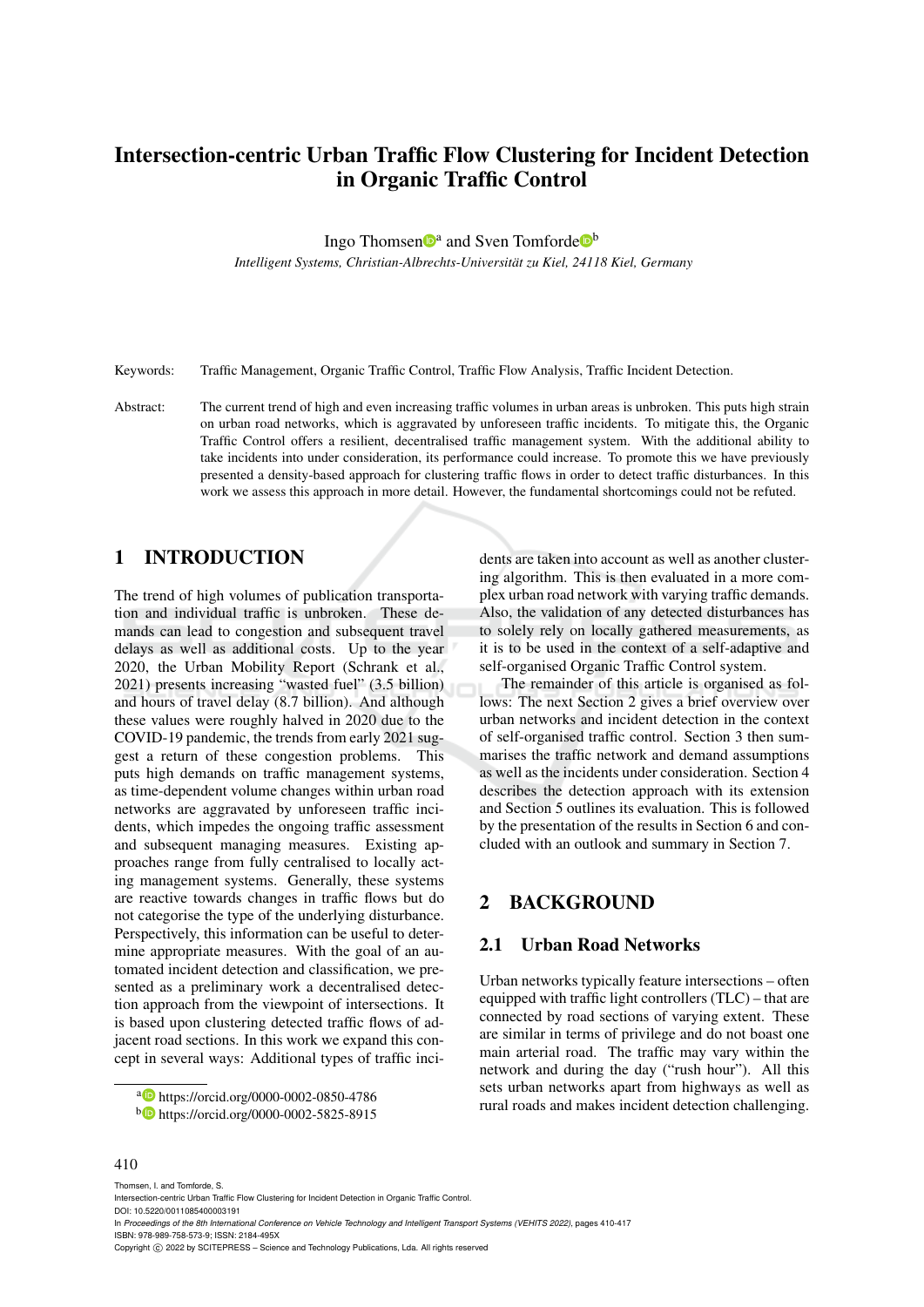# Intersection-centric Urban Traffic Flow Clustering for Incident Detection in Organic Traffic Control

Ingo Thomsen[a] and Sven Tomforde[b]

*Intelligent Systems, Christian-Albrechts-Universität zu Kiel, 24118 Kiel, Germany*

Keywords: Traffic Management, Organic Traffic Control, Traffic Flow Analysis, Traffic Incident Detection.

Abstract: The current trend of high and even increasing traffic volumes in urban areas is unbroken. This puts high strain on urban road networks, which is aggravated by unforeseen traffic incidents. To mitigate this, the Organic Traffic Control offers a resilient, decentralised traffic management system. With the additional ability to take incidents into under consideration, its performance could increase. To promote this we have previously presented a density-based approach for clustering traffic flows in order to detect traffic disturbances. In this work we assess this approach in more detail. However, the fundamental shortcomings could not be refuted.

## 1 INTRODUCTION

The trend of high volumes of publication transportation and individual traffic is unbroken. These demands can lead to congestion and subsequent travel delays as well as additional costs. Up to the year 2020, the Urban Mobility Report (Schrank et al., 2021) presents increasing "wasted fuel" (3.5 billion) and hours of travel delay (8.7 billion). And although these values were roughly halved in 2020 due to the COVID-19 pandemic, the trends from early 2021 suggest a return of these congestion problems. This puts high demands on traffic management systems, as time-dependent volume changes within urban road networks are aggravated by unforeseen traffic incidents, which impedes the ongoing traffic assessment and subsequent managing measures. Existing approaches range from fully centralised to locally acting management systems. Generally, these systems are reactive towards changes in traffic flows but do not categorise the type of the underlying disturbance. Perspectively, this information can be useful to determine appropriate measures. With the goal of an automated incident detection and classification, we presented as a preliminary work a decentralised detection approach from the viewpoint of intersections. It is based upon clustering detected traffic flows of adjacent road sections. In this work we expand this concept in several ways: Additional types of traffic incidents are taken into account as well as another clustering algorithm. This is then evaluated in a more complex urban road network with varying traffic demands. Also, the validation of any detected disturbances has to solely rely on locally gathered measurements, as it is to be used in the context of a self-adaptive and self-organised Organic Traffic Control system.

The remainder of this article is organised as follows: The next Section 2 gives a brief overview over urban networks and incident detection in the context of self-organised traffic control. Section 3 then summarises the traffic network and demand assumptions as well as the incidents under consideration. Section 4 describes the detection approach with its extension and Section 5 outlines its evaluation. This is followed by the presentation of the results in Section 6 and concluded with an outlook and summary in Section 7.

## 2 BACKGROUND

### 2.1 Urban Road Networks

Urban networks typically feature intersections – often equipped with traffic light controllers (TLC) – that are connected by road sections of varying extent. These are similar in terms of privilege and do not boast one main arterial road. The traffic may vary within the network and during the day ("rush hour"). All this sets urban networks apart from highways as well as rural roads and makes incident detection challenging.

[a] https://orcid.org/0000-0002-0850-4786
[b] https://orcid.org/0000-0002-5825-8915

Thomsen, I. and Tomforde, S.
Intersection-centric Urban Traffic Flow Clustering for Incident Detection in Organic Traffic Control.
DOI: 10.5220/0011085400003191
In *Proceedings of the 8th International Conference on Vehicle Technology and Intelligent Transport Systems (VEHITS 2022)*, pages 410-417
ISBN: 978-989-758-573-9; ISSN: 2184-495X
Copyright © 2022 by SCITEPRESS – Science and Technology Publications, Lda. All rights reserved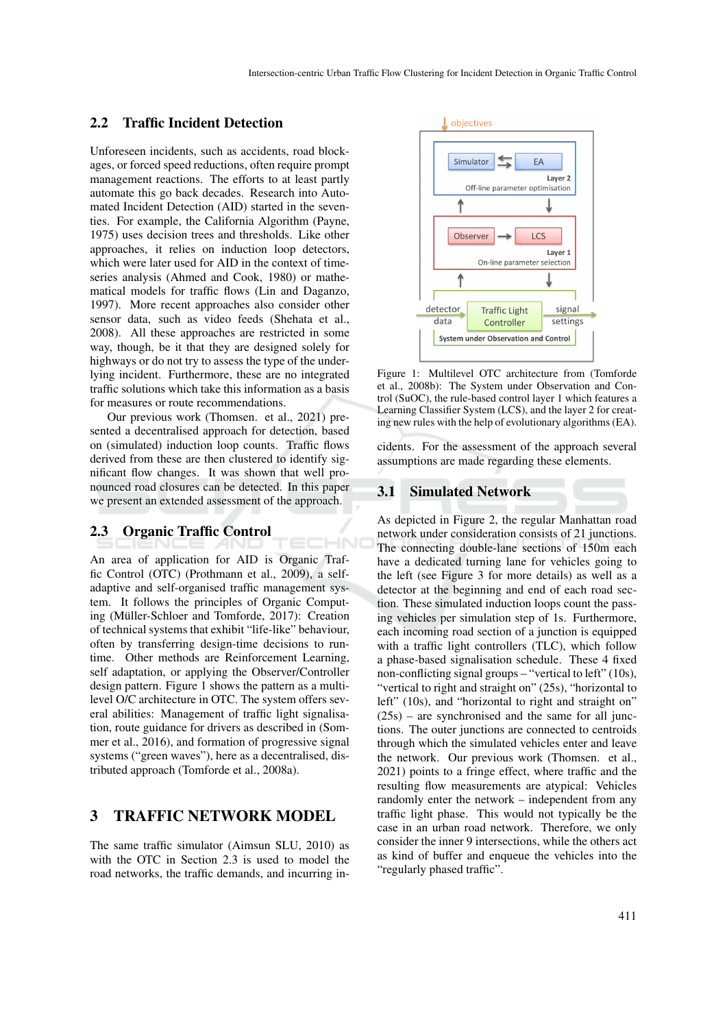## 2.2 Traffic Incident Detection

Unforeseen incidents, such as accidents, road blockages, or forced speed reductions, often require prompt management reactions. The efforts to at least partly automate this go back decades. Research into Automated Incident Detection (AID) started in the seventies. For example, the California Algorithm (Payne, 1975) uses decision trees and thresholds. Like other approaches, it relies on induction loop detectors, which were later used for AID in the context of time-series analysis (Ahmed and Cook, 1980) or mathematical models for traffic flows (Lin and Daganzo, 1997). More recent approaches also consider other sensor data, such as video feeds (Shehata et al., 2008). All these approaches are restricted in some way, though, be it that they are designed solely for highways or do not try to assess the type of the underlying incident. Furthermore, these are no integrated traffic solutions which take this information as a basis for measures or route recommendations.

Our previous work (Thomsen. et al., 2021) presented a decentralised approach for detection, based on (simulated) induction loop counts. Traffic flows derived from these are then clustered to identify significant flow changes. It was shown that well pronounced road closures can be detected. In this paper we present an extended assessment of the approach.

## 2.3 Organic Traffic Control

An area of application for AID is Organic Traffic Control (OTC) (Prothmann et al., 2009), a self-adaptive and self-organised traffic management system. It follows the principles of Organic Computing (Müller-Schloer and Tomforde, 2017): Creation of technical systems that exhibit "life-like" behaviour, often by transferring design-time decisions to runtime. Other methods are Reinforcement Learning, self adaptation, or applying the Observer/Controller design pattern. Figure 1 shows the pattern as a multi-level O/C architecture in OTC. The system offers several abilities: Management of traffic light signalisation, route guidance for drivers as described in (Sommer et al., 2016), and formation of progressive signal systems ("green waves"), here as a decentralised, distributed approach (Tomforde et al., 2008a).

objectives

Simulator

EA

Layer 2

Off-line parameter optimisation

Observer

LCS

Layer 1

On-line parameter selection

detector data

Traffic Light Controller

signal settings

System under Observation and Control

Figure 1: Multilevel OTC architecture from (Tomforde et al., 2008b): The System under Observation and Control (SuOC), the rule-based control layer 1 which features a Learning Classifier System (LCS), and the layer 2 for creating new rules with the help of evolutionary algorithms (EA).

# 3 TRAFFIC NETWORK MODEL

The same traffic simulator (Aimsun SLU, 2010) as with the OTC in Section 2.3 is used to model the road networks, the traffic demands, and incurring incidents. For the assessment of the approach several assumptions are made regarding these elements.

## 3.1 Simulated Network

As depicted in Figure 2, the regular Manhattan road network under consideration consists of 21 junctions. The connecting double-lane sections of 150m each have a dedicated turning lane for vehicles going to the left (see Figure 3 for more details) as well as a detector at the beginning and end of each road section. These simulated induction loops count the passing vehicles per simulation step of 1s. Furthermore, each incoming road section of a junction is equipped with a traffic light controllers (TLC), which follow a phase-based signalisation schedule. These 4 fixed non-conflicting signal groups – "vertical to left" (10s), "vertical to right and straight on" (25s), "horizontal to left" (10s), and "horizontal to right and straight on" (25s) – are synchronised and the same for all junctions. The outer junctions are connected to centroids through which the simulated vehicles enter and leave the network. Our previous work (Thomsen. et al., 2021) points to a fringe effect, where traffic and the resulting flow measurements are atypical: Vehicles randomly enter the network – independent from any traffic light phase. This would not typically be the case in an urban road network. Therefore, we only consider the inner 9 intersections, while the others act as kind of buffer and enqueue the vehicles into the "regularly phased traffic".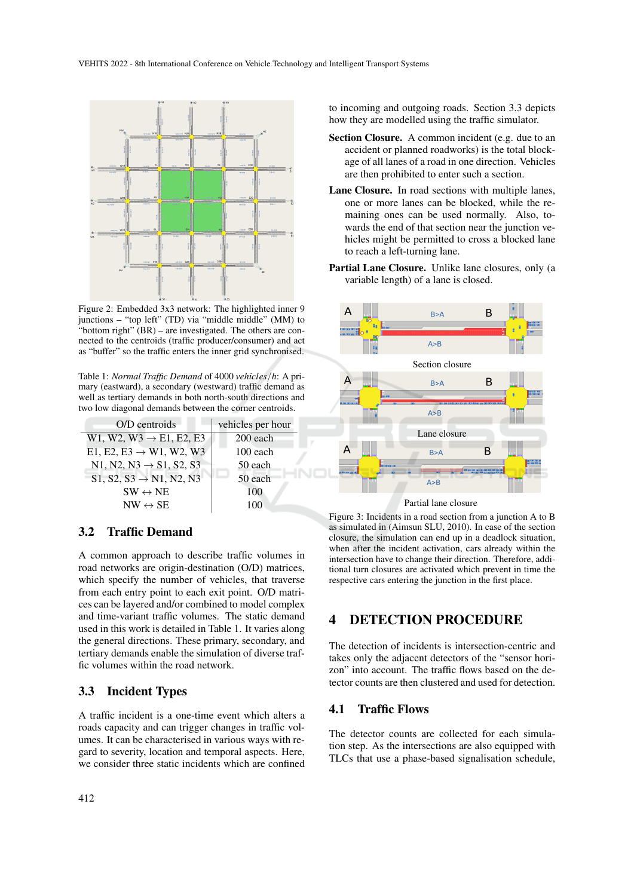Figure 2: Embedded 3x3 network: The highlighted inner 9 junctions – "top left" (TD) via "middle middle" (MM) to "bottom right" (BR) – are investigated. The others are connected to the centroids (traffic producer/consumer) and act as "buffer" so the traffic enters the inner grid synchronised.

Table 1: *Normal Traffic Demand* of 4000 *vehicles/h*: A primary (eastward), a secondary (westward) traffic demand as well as tertiary demands in both north-south directions and two low diagonal demands between the corner centroids.

| O/D centroids | vehicles per hour |
|---|---|
| W1, W2, W3 → E1, E2, E3 | 200 each |
| E1, E2, E3 → W1, W2, W3 | 100 each |
| N1, N2, N3 → S1, S2, S3 | 50 each |
| S1, S2, S3 → N1, N2, N3 | 50 each |
| SW ↔ NE | 100 |
| NW ↔ SE | 100 |

### 3.2 Traffic Demand

A common approach to describe traffic volumes in road networks are origin-destination (O/D) matrices, which specify the number of vehicles, that traverse from each entry point to each exit point. O/D matrices can be layered and/or combined to model complex and time-variant traffic volumes. The static demand used in this work is detailed in Table 1. It varies along the general directions. These primary, secondary, and tertiary demands enable the simulation of diverse traffic volumes within the road network.

### 3.3 Incident Types

A traffic incident is a one-time event which alters a roads capacity and can trigger changes in traffic volumes. It can be characterised in various ways with regard to severity, location and temporal aspects. Here, we consider three static incidents which are confined to incoming and outgoing roads. Section 3.3 depicts how they are modelled using the traffic simulator.

**Section Closure.** A common incident (e.g. due to an accident or planned roadworks) is the total blockage of all lanes of a road in one direction. Vehicles are then prohibited to enter such a section.

**Lane Closure.** In road sections with multiple lanes, one or more lanes can be blocked, while the remaining ones can be used normally. Also, towards the end of that section near the junction vehicles might be permitted to cross a blocked lane to reach a left-turning lane.

**Partial Lane Closure.** Unlike lane closures, only (a variable length) of a lane is closed.

Section closure

Lane closure

Partial lane closure

Figure 3: Incidents in a road section from a junction A to B as simulated in (Aimsun SLU, 2010). In case of the section closure, the simulation can end up in a deadlock situation, when after the incident activation, cars already within the intersection have to change their direction. Therefore, additional turn closures are activated which prevent in time the respective cars entering the junction in the first place.

## 4 DETECTION PROCEDURE

The detection of incidents is intersection-centric and takes only the adjacent detectors of its "sensor horizon" into account. The traffic flows based on the detector counts are then clustered and used for detection.

### 4.1 Traffic Flows

The detector counts are collected for each simulation step. As the intersections are also equipped with TLCs that use a phase-based signalisation schedule,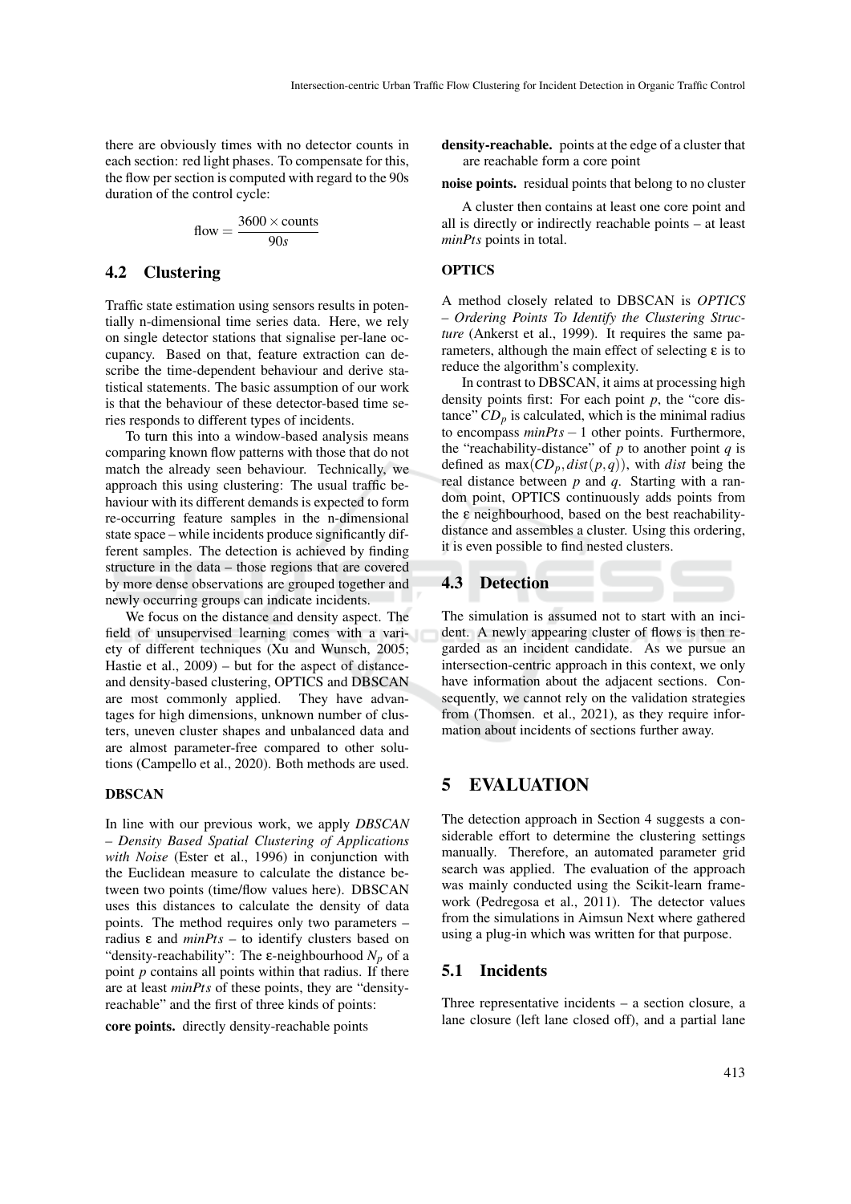there are obviously times with no detector counts in each section: red light phases. To compensate for this, the flow per section is computed with regard to the 90s duration of the control cycle:

$$\text{flow} = \frac{3600 \times \text{counts}}{90s}$$

## 4.2 Clustering

Traffic state estimation using sensors results in potentially n-dimensional time series data. Here, we rely on single detector stations that signalise per-lane occupancy. Based on that, feature extraction can describe the time-dependent behaviour and derive statistical statements. The basic assumption of our work is that the behaviour of these detector-based time series responds to different types of incidents.

To turn this into a window-based analysis means comparing known flow patterns with those that do not match the already seen behaviour. Technically, we approach this using clustering: The usual traffic behaviour with its different demands is expected to form re-occurring feature samples in the n-dimensional state space – while incidents produce significantly different samples. The detection is achieved by finding structure in the data – those regions that are covered by more dense observations are grouped together and newly occurring groups can indicate incidents.

We focus on the distance and density aspect. The field of unsupervised learning comes with a variety of different techniques (Xu and Wunsch, 2005; Hastie et al., 2009) – but for the aspect of distance- and density-based clustering, OPTICS and DBSCAN are most commonly applied. They have advantages for high dimensions, unknown number of clusters, uneven cluster shapes and unbalanced data and are almost parameter-free compared to other solutions (Campello et al., 2020). Both methods are used.

**DBSCAN**

In line with our previous work, we apply *DBSCAN – Density Based Spatial Clustering of Applications with Noise* (Ester et al., 1996) in conjunction with the Euclidean measure to calculate the distance between two points (time/flow values here). DBSCAN uses this distances to calculate the density of data points. The method requires only two parameters – radius $\varepsilon$ and *minPts* – to identify clusters based on "density-reachability": The $\varepsilon$-neighbourhood $N_p$ of a point $p$ contains all points within that radius. If there are at least *minPts* of these points, they are "density-reachable" and the first of three kinds of points:

**core points.** directly density-reachable points

**density-reachable.** points at the edge of a cluster that are reachable form a core point

**noise points.** residual points that belong to no cluster

A cluster then contains at least one core point and all is directly or indirectly reachable points – at least *minPts* points in total.

**OPTICS**

A method closely related to DBSCAN is *OPTICS – Ordering Points To Identify the Clustering Structure* (Ankerst et al., 1999). It requires the same parameters, although the main effect of selecting $\varepsilon$ is to reduce the algorithm's complexity.

In contrast to DBSCAN, it aims at processing high density points first: For each point $p$, the "core distance" $CD_p$ is calculated, which is the minimal radius to encompass $minPts - 1$ other points. Furthermore, the "reachability-distance" of $p$ to another point $q$ is defined as $\max(CD_p, dist(p,q))$, with *dist* being the real distance between $p$ and $q$. Starting with a random point, OPTICS continuously adds points from the $\varepsilon$ neighbourhood, based on the best reachability-distance and assembles a cluster. Using this ordering, it is even possible to find nested clusters.

## 4.3 Detection

The simulation is assumed not to start with an incident. A newly appearing cluster of flows is then regarded as an incident candidate. As we pursue an intersection-centric approach in this context, we only have information about the adjacent sections. Consequently, we cannot rely on the validation strategies from (Thomsen. et al., 2021), as they require information about incidents of sections further away.

# 5 EVALUATION

The detection approach in Section 4 suggests a considerable effort to determine the clustering settings manually. Therefore, an automated parameter grid search was applied. The evaluation of the approach was mainly conducted using the Scikit-learn framework (Pedregosa et al., 2011). The detector values from the simulations in Aimsun Next where gathered using a plug-in which was written for that purpose.

## 5.1 Incidents

Three representative incidents – a section closure, a lane closure (left lane closed off), and a partial lane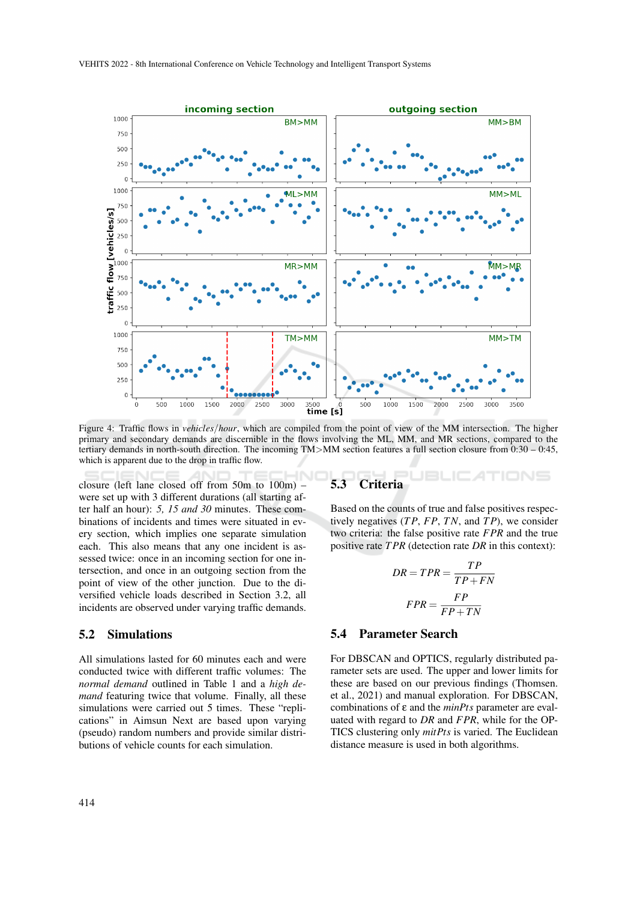incoming section

outgoing section

BM>MM

MM>BM

ML>MM

MM>ML

MR>MM

MM>MR

TM>MM

MM>TM

traffic flow [vehicles/s]

1000
750
500
250
0

0 500 1000 1500 2000 2500 3000 3500

time [s]

Figure 4: Traffic flows in *vehicles/hour*, which are compiled from the point of view of the MM intersection. The higher primary and secondary demands are discernible in the flows involving the ML, MM, and MR sections, compared to the tertiary demands in north-south direction. The incoming TM>MM section features a full section closure from 0:30 – 0:45, which is apparent due to the drop in traffic flow.

closure (left lane closed off from 50m to 100m) – were set up with 3 different durations (all starting after half an hour): *5, 15 and 30* minutes. These combinations of incidents and times were situated in every section, which implies one separate simulation each. This also means that any one incident is assessed twice: once in an incoming section for one intersection, and once in an outgoing section from the point of view of the other junction. Due to the diversified vehicle loads described in Section 3.2, all incidents are observed under varying traffic demands.

## 5.2 Simulations

All simulations lasted for 60 minutes each and were conducted twice with different traffic volumes: The *normal demand* outlined in Table 1 and a *high demand* featuring twice that volume. Finally, all these simulations were carried out 5 times. These "replications" in Aimsun Next are based upon varying (pseudo) random numbers and provide similar distributions of vehicle counts for each simulation.

## 5.3 Criteria

Based on the counts of true and false positives respectively negatives ($TP$, $FP$, $TN$, and $TP$), we consider two criteria: the false positive rate $FPR$ and the true positive rate $TPR$ (detection rate $DR$ in this context):

$$DR = TPR = \frac{TP}{TP + FN}$$

$$FPR = \frac{FP}{FP + TN}$$

## 5.4 Parameter Search

For DBSCAN and OPTICS, regularly distributed parameter sets are used. The upper and lower limits for these are based on our previous findings (Thomsen. et al., 2021) and manual exploration. For DBSCAN, combinations of $\varepsilon$ and the *minPts* parameter are evaluated with regard to $DR$ and $FPR$, while for the OPTICS clustering only *mitPts* is varied. The Euclidean distance measure is used in both algorithms.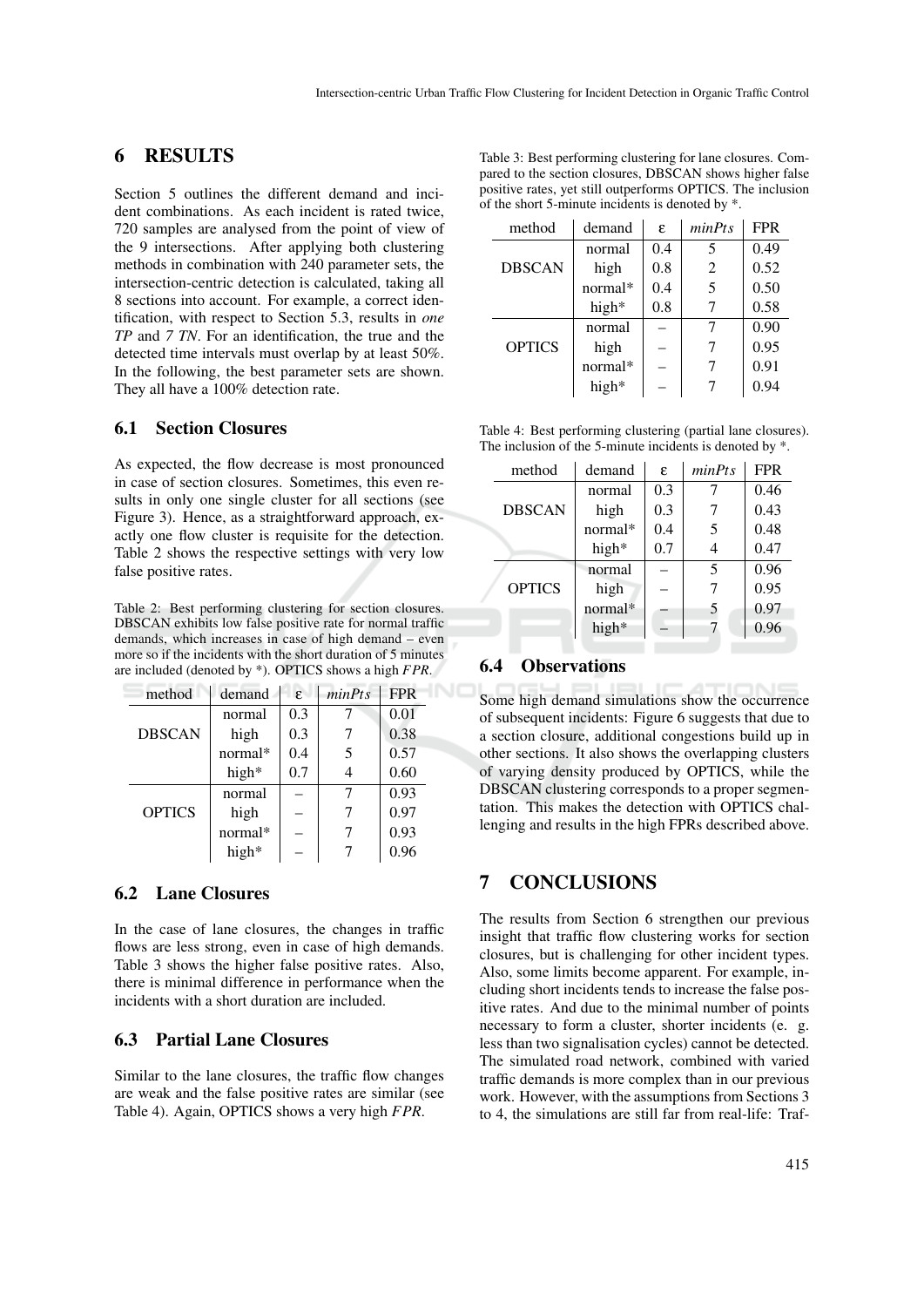# 6 RESULTS

Section 5 outlines the different demand and incident combinations. As each incident is rated twice, 720 samples are analysed from the point of view of the 9 intersections. After applying both clustering methods in combination with 240 parameter sets, the intersection-centric detection is calculated, taking all 8 sections into account. For example, a correct identification, with respect to Section 5.3, results in *one TP* and *7 TN*. For an identification, the true and the detected time intervals must overlap by at least 50%. In the following, the best parameter sets are shown. They all have a 100% detection rate.

## 6.1 Section Closures

As expected, the flow decrease is most pronounced in case of section closures. Sometimes, this even results in only one single cluster for all sections (see Figure 3). Hence, as a straightforward approach, exactly one flow cluster is requisite for the detection. Table 2 shows the respective settings with very low false positive rates.

Table 2: Best performing clustering for section closures. DBSCAN exhibits low false positive rate for normal traffic demands, which increases in case of high demand – even more so if the incidents with the short duration of 5 minutes are included (denoted by *). OPTICS shows a high *FPR*.

| method | demand | ε | *minPts* | FPR |
|---|---|---|---|---|
| DBSCAN | normal | 0.3 | 7 | 0.01 |
| | high | 0.3 | 7 | 0.38 |
| | normal* | 0.4 | 5 | 0.57 |
| | high* | 0.7 | 4 | 0.60 |
| OPTICS | normal | – | 7 | 0.93 |
| | high | – | 7 | 0.97 |
| | normal* | – | 7 | 0.93 |
| | high* | – | 7 | 0.96 |

## 6.2 Lane Closures

In the case of lane closures, the changes in traffic flows are less strong, even in case of high demands. Table 3 shows the higher false positive rates. Also, there is minimal difference in performance when the incidents with a short duration are included.

Table 3: Best performing clustering for lane closures. Compared to the section closures, DBSCAN shows higher false positive rates, yet still outperforms OPTICS. The inclusion of the short 5-minute incidents is denoted by *.

| method | demand | ε | *minPts* | FPR |
|---|---|---|---|---|
| DBSCAN | normal | 0.4 | 5 | 0.49 |
| | high | 0.8 | 2 | 0.52 |
| | normal* | 0.4 | 5 | 0.50 |
| | high* | 0.8 | 7 | 0.58 |
| OPTICS | normal | – | 7 | 0.90 |
| | high | – | 7 | 0.95 |
| | normal* | – | 7 | 0.91 |
| | high* | – | 7 | 0.94 |

## 6.3 Partial Lane Closures

Similar to the lane closures, the traffic flow changes are weak and the false positive rates are similar (see Table 4). Again, OPTICS shows a very high *FPR*.

Table 4: Best performing clustering (partial lane closures). The inclusion of the 5-minute incidents is denoted by *.

| method | demand | ε | *minPts* | FPR |
|---|---|---|---|---|
| DBSCAN | normal | 0.3 | 7 | 0.46 |
| | high | 0.3 | 7 | 0.43 |
| | normal* | 0.4 | 5 | 0.48 |
| | high* | 0.7 | 4 | 0.47 |
| OPTICS | normal | – | 5 | 0.96 |
| | high | – | 7 | 0.95 |
| | normal* | – | 5 | 0.97 |
| | high* | – | 7 | 0.96 |

## 6.4 Observations

Some high demand simulations show the occurrence of subsequent incidents: Figure 6 suggests that due to a section closure, additional congestions build up in other sections. It also shows the overlapping clusters of varying density produced by OPTICS, while the DBSCAN clustering corresponds to a proper segmentation. This makes the detection with OPTICS challenging and results in the high FPRs described above.

# 7 CONCLUSIONS

The results from Section 6 strengthen our previous insight that traffic flow clustering works for section closures, but is challenging for other incident types. Also, some limits become apparent. For example, including short incidents tends to increase the false positive rates. And due to the minimal number of points necessary to form a cluster, shorter incidents (e. g. less than two signalisation cycles) cannot be detected. The simulated road network, combined with varied traffic demands is more complex than in our previous work. However, with the assumptions from Sections 3 to 4, the simulations are still far from real-life: Traf-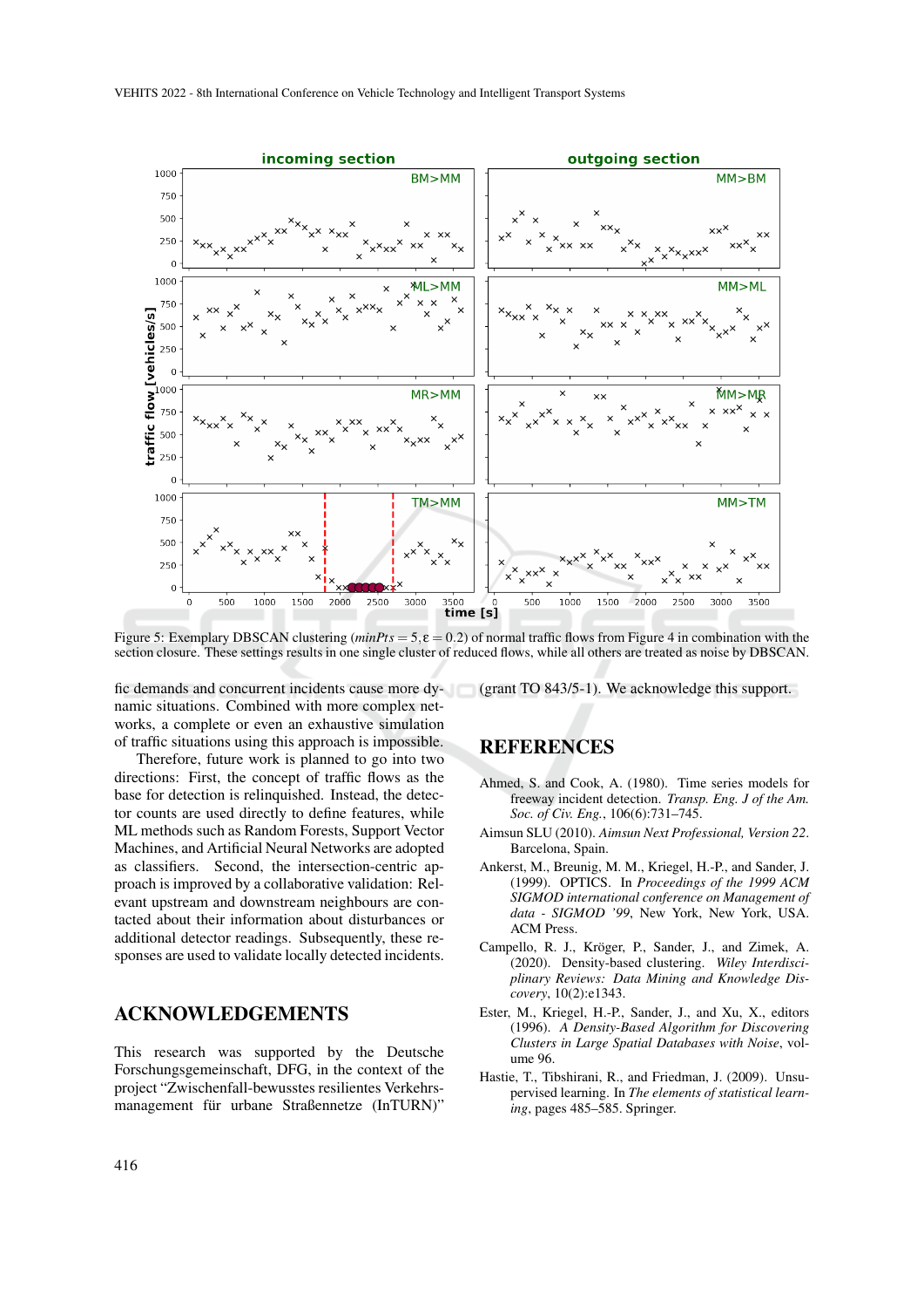incoming section

outgoing section

BM>MM

MM>BM

ML>MM

MM>ML

MR>MM

MM>MR

TM>MM

MM>TM

traffic flow [vehicles/s]

1000
750
500
250
0

0 500 1000 1500 2000 2500 3000 3500

time [s]

Figure 5: Exemplary DBSCAN clustering ($minPts = 5, \varepsilon = 0.2$) of normal traffic flows from Figure 4 in combination with the section closure. These settings results in one single cluster of reduced flows, while all others are treated as noise by DBSCAN.

fic demands and concurrent incidents cause more dynamic situations. Combined with more complex networks, a complete or even an exhaustive simulation of traffic situations using this approach is impossible.

Therefore, future work is planned to go into two directions: First, the concept of traffic flows as the base for detection is relinquished. Instead, the detector counts are used directly to define features, while ML methods such as Random Forests, Support Vector Machines, and Artificial Neural Networks are adopted as classifiers. Second, the intersection-centric approach is improved by a collaborative validation: Relevant upstream and downstream neighbours are contacted about their information about disturbances or additional detector readings. Subsequently, these responses are used to validate locally detected incidents.

## ACKNOWLEDGEMENTS

This research was supported by the Deutsche Forschungsgemeinschaft, DFG, in the context of the project “Zwischenfall-bewusstes resilientes Verkehrsmanagement für urbane Straßennetze (InTURN)” (grant TO 843/5-1). We acknowledge this support.

## REFERENCES

Ahmed, S. and Cook, A. (1980). Time series models for freeway incident detection. *Transp. Eng. J of the Am. Soc. of Civ. Eng.*, 106(6):731–745.

Aimsun SLU (2010). *Aimsun Next Professional, Version 22*. Barcelona, Spain.

Ankerst, M., Breunig, M. M., Kriegel, H.-P., and Sander, J. (1999). OPTICS. In *Proceedings of the 1999 ACM SIGMOD international conference on Management of data - SIGMOD ’99*, New York, New York, USA. ACM Press.

Campello, R. J., Kröger, P., Sander, J., and Zimek, A. (2020). Density-based clustering. *Wiley Interdisciplinary Reviews: Data Mining and Knowledge Discovery*, 10(2):e1343.

Ester, M., Kriegel, H.-P., Sander, J., and Xu, X., editors (1996). *A Density-Based Algorithm for Discovering Clusters in Large Spatial Databases with Noise*, volume 96.

Hastie, T., Tibshirani, R., and Friedman, J. (2009). Unsupervised learning. In *The elements of statistical learning*, pages 485–585. Springer.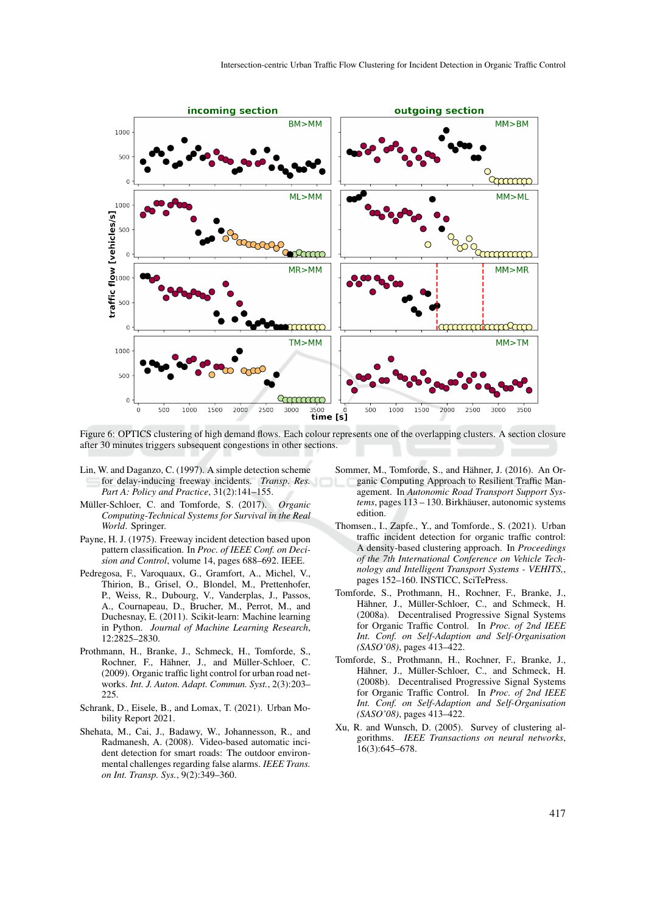incoming section

outgoing section

BM>MM

MM>BM

ML>MM

MM>ML

MR>MM

MM>MR

TM>MM

MM>TM

traffic flow [vehicles/s]

time [s]

0
500
1000

0 500 1000 1500 2000 2500 3000 3500

Figure 6: OPTICS clustering of high demand flows. Each colour represents one of the overlapping clusters. A section closure after 30 minutes triggers subsequent congestions in other sections.

Lin, W. and Daganzo, C. (1997). A simple detection scheme for delay-inducing freeway incidents. *Transp. Res. Part A: Policy and Practice*, 31(2):141–155.

Müller-Schloer, C. and Tomforde, S. (2017). *Organic Computing-Technical Systems for Survival in the Real World*. Springer.

Payne, H. J. (1975). Freeway incident detection based upon pattern classification. In *Proc. of IEEE Conf. on Decision and Control*, volume 14, pages 688–692. IEEE.

Pedregosa, F., Varoquaux, G., Gramfort, A., Michel, V., Thirion, B., Grisel, O., Blondel, M., Prettenhofer, P., Weiss, R., Dubourg, V., Vanderplas, J., Passos, A., Cournapeau, D., Brucher, M., Perrot, M., and Duchesnay, E. (2011). Scikit-learn: Machine learning in Python. *Journal of Machine Learning Research*, 12:2825–2830.

Prothmann, H., Branke, J., Schmeck, H., Tomforde, S., Rochner, F., Hähner, J., and Müller-Schloer, C. (2009). Organic traffic light control for urban road networks. *Int. J. Auton. Adapt. Commun. Syst.*, 2(3):203–225.

Schrank, D., Eisele, B., and Lomax, T. (2021). Urban Mobility Report 2021.

Shehata, M., Cai, J., Badawy, W., Johannesson, R., and Radmanesh, A. (2008). Video-based automatic incident detection for smart roads: The outdoor environmental challenges regarding false alarms. *IEEE Trans. on Int. Transp. Sys.*, 9(2):349–360.

Sommer, M., Tomforde, S., and Hähner, J. (2016). An Organic Computing Approach to Resilient Traffic Management. In *Autonomic Road Transport Support Systems*, pages 113 – 130. Birkhäuser, autonomic systems edition.

Thomsen., I., Zapfe., Y., and Tomforde., S. (2021). Urban traffic incident detection for organic traffic control: A density-based clustering approach. In *Proceedings of the 7th International Conference on Vehicle Technology and Intelligent Transport Systems - VEHITS,*, pages 152–160. INSTICC, SciTePress.

Tomforde, S., Prothmann, H., Rochner, F., Branke, J., Hähner, J., Müller-Schloer, C., and Schmeck, H. (2008a). Decentralised Progressive Signal Systems for Organic Traffic Control. In *Proc. of 2nd IEEE Int. Conf. on Self-Adaption and Self-Organisation (SASO'08)*, pages 413–422.

Tomforde, S., Prothmann, H., Rochner, F., Branke, J., Hähner, J., Müller-Schloer, C., and Schmeck, H. (2008b). Decentralised Progressive Signal Systems for Organic Traffic Control. In *Proc. of 2nd IEEE Int. Conf. on Self-Adaption and Self-Organisation (SASO'08)*, pages 413–422.

Xu, R. and Wunsch, D. (2005). Survey of clustering algorithms. *IEEE Transactions on neural networks*, 16(3):645–678.